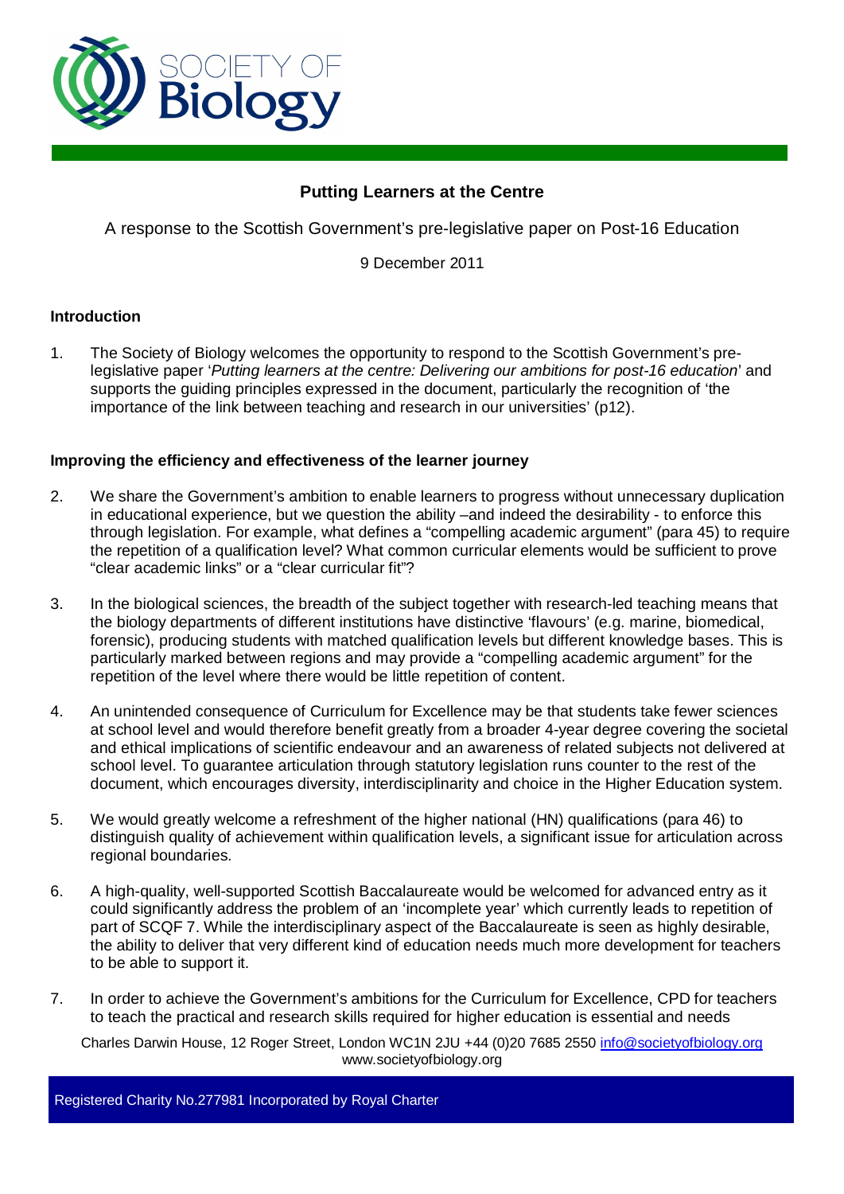# Putting Learners at the Centre

A response to the Scottish Government's pre-legislative paper on Post-16 Education

9 December 2011

## Introduction

1. The Society of Biology welcomes the opportunity to respond to the Scottish Government's pre-legislative paper '*Putting learners at the centre: Delivering our ambitions for post-16 education*' and supports the guiding principles expressed in the document, particularly the recognition of 'the importance of the link between teaching and research in our universities' (p12).

## Improving the efficiency and effectiveness of the learner journey

2. We share the Government's ambition to enable learners to progress without unnecessary duplication in educational experience, but we question the ability –and indeed the desirability - to enforce this through legislation. For example, what defines a "compelling academic argument" (para 45) to require the repetition of a qualification level? What common curricular elements would be sufficient to prove "clear academic links" or a "clear curricular fit"?

3. In the biological sciences, the breadth of the subject together with research-led teaching means that the biology departments of different institutions have distinctive 'flavours' (e.g. marine, biomedical, forensic), producing students with matched qualification levels but different knowledge bases. This is particularly marked between regions and may provide a "compelling academic argument" for the repetition of the level where there would be little repetition of content.

4. An unintended consequence of Curriculum for Excellence may be that students take fewer sciences at school level and would therefore benefit greatly from a broader 4-year degree covering the societal and ethical implications of scientific endeavour and an awareness of related subjects not delivered at school level. To guarantee articulation through statutory legislation runs counter to the rest of the document, which encourages diversity, interdisciplinarity and choice in the Higher Education system.

5. We would greatly welcome a refreshment of the higher national (HN) qualifications (para 46) to distinguish quality of achievement within qualification levels, a significant issue for articulation across regional boundaries.

6. A high-quality, well-supported Scottish Baccalaureate would be welcomed for advanced entry as it could significantly address the problem of an 'incomplete year' which currently leads to repetition of part of SCQF 7. While the interdisciplinary aspect of the Baccalaureate is seen as highly desirable, the ability to deliver that very different kind of education needs much more development for teachers to be able to support it.

7. In order to achieve the Government's ambitions for the Curriculum for Excellence, CPD for teachers to teach the practical and research skills required for higher education is essential and needs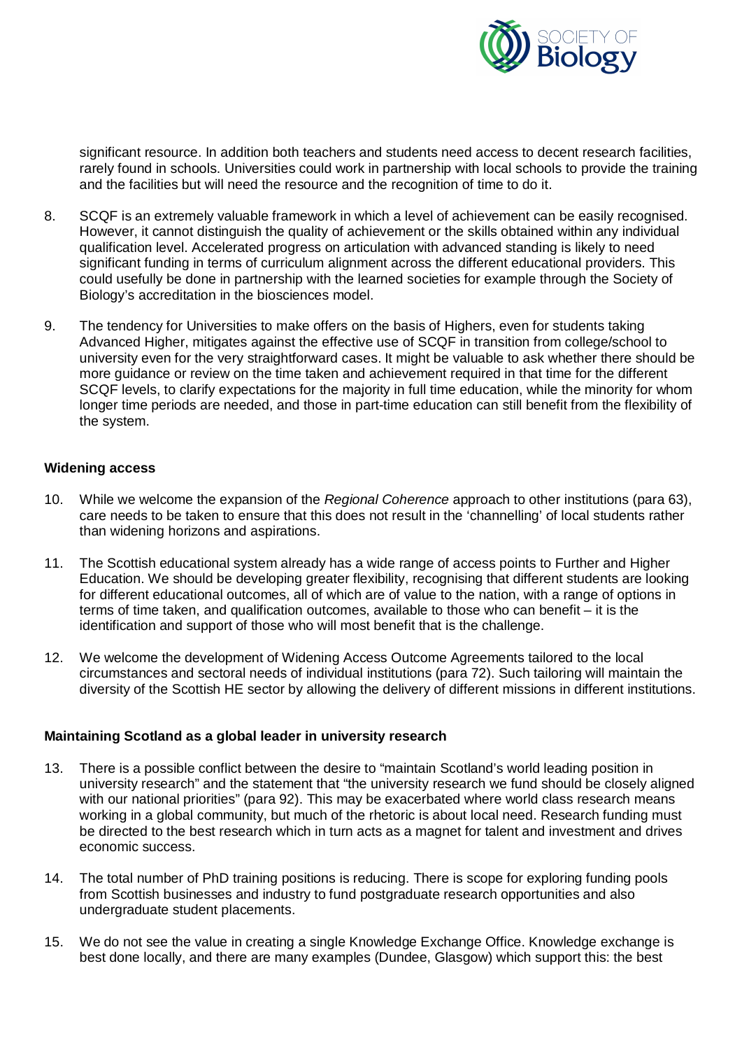significant resource. In addition both teachers and students need access to decent research facilities, rarely found in schools. Universities could work in partnership with local schools to provide the training and the facilities but will need the resource and the recognition of time to do it.

8. SCQF is an extremely valuable framework in which a level of achievement can be easily recognised. However, it cannot distinguish the quality of achievement or the skills obtained within any individual qualification level. Accelerated progress on articulation with advanced standing is likely to need significant funding in terms of curriculum alignment across the different educational providers. This could usefully be done in partnership with the learned societies for example through the Society of Biology's accreditation in the biosciences model.

9. The tendency for Universities to make offers on the basis of Highers, even for students taking Advanced Higher, mitigates against the effective use of SCQF in transition from college/school to university even for the very straightforward cases. It might be valuable to ask whether there should be more guidance or review on the time taken and achievement required in that time for the different SCQF levels, to clarify expectations for the majority in full time education, while the minority for whom longer time periods are needed, and those in part-time education can still benefit from the flexibility of the system.

**Widening access**

10. While we welcome the expansion of the *Regional Coherence* approach to other institutions (para 63), care needs to be taken to ensure that this does not result in the 'channelling' of local students rather than widening horizons and aspirations.

11. The Scottish educational system already has a wide range of access points to Further and Higher Education. We should be developing greater flexibility, recognising that different students are looking for different educational outcomes, all of which are of value to the nation, with a range of options in terms of time taken, and qualification outcomes, available to those who can benefit – it is the identification and support of those who will most benefit that is the challenge.

12. We welcome the development of Widening Access Outcome Agreements tailored to the local circumstances and sectoral needs of individual institutions (para 72). Such tailoring will maintain the diversity of the Scottish HE sector by allowing the delivery of different missions in different institutions.

**Maintaining Scotland as a global leader in university research**

13. There is a possible conflict between the desire to "maintain Scotland's world leading position in university research" and the statement that "the university research we fund should be closely aligned with our national priorities" (para 92). This may be exacerbated where world class research means working in a global community, but much of the rhetoric is about local need. Research funding must be directed to the best research which in turn acts as a magnet for talent and investment and drives economic success.

14. The total number of PhD training positions is reducing. There is scope for exploring funding pools from Scottish businesses and industry to fund postgraduate research opportunities and also undergraduate student placements.

15. We do not see the value in creating a single Knowledge Exchange Office. Knowledge exchange is best done locally, and there are many examples (Dundee, Glasgow) which support this: the best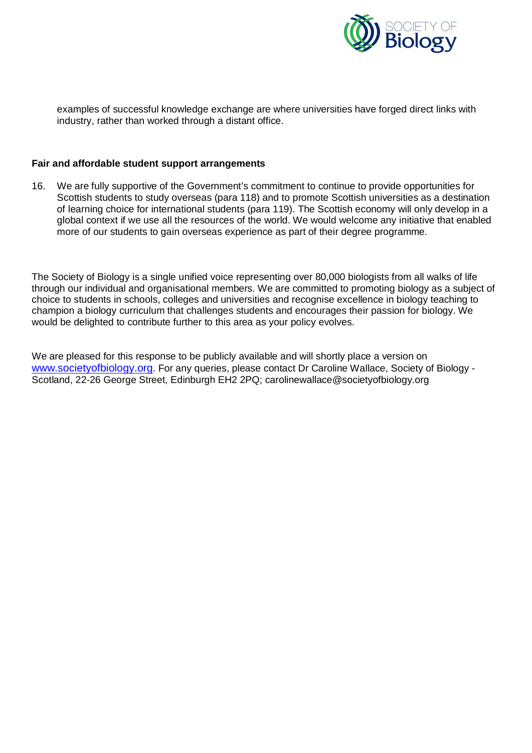examples of successful knowledge exchange are where universities have forged direct links with industry, rather than worked through a distant office.

**Fair and affordable student support arrangements**

16. We are fully supportive of the Government's commitment to continue to provide opportunities for Scottish students to study overseas (para 118) and to promote Scottish universities as a destination of learning choice for international students (para 119). The Scottish economy will only develop in a global context if we use all the resources of the world. We would welcome any initiative that enabled more of our students to gain overseas experience as part of their degree programme.

The Society of Biology is a single unified voice representing over 80,000 biologists from all walks of life through our individual and organisational members. We are committed to promoting biology as a subject of choice to students in schools, colleges and universities and recognise excellence in biology teaching to champion a biology curriculum that challenges students and encourages their passion for biology. We would be delighted to contribute further to this area as your policy evolves.

We are pleased for this response to be publicly available and will shortly place a version on www.societyofbiology.org. For any queries, please contact Dr Caroline Wallace, Society of Biology - Scotland, 22-26 George Street, Edinburgh EH2 2PQ; carolinewallace@societyofbiology.org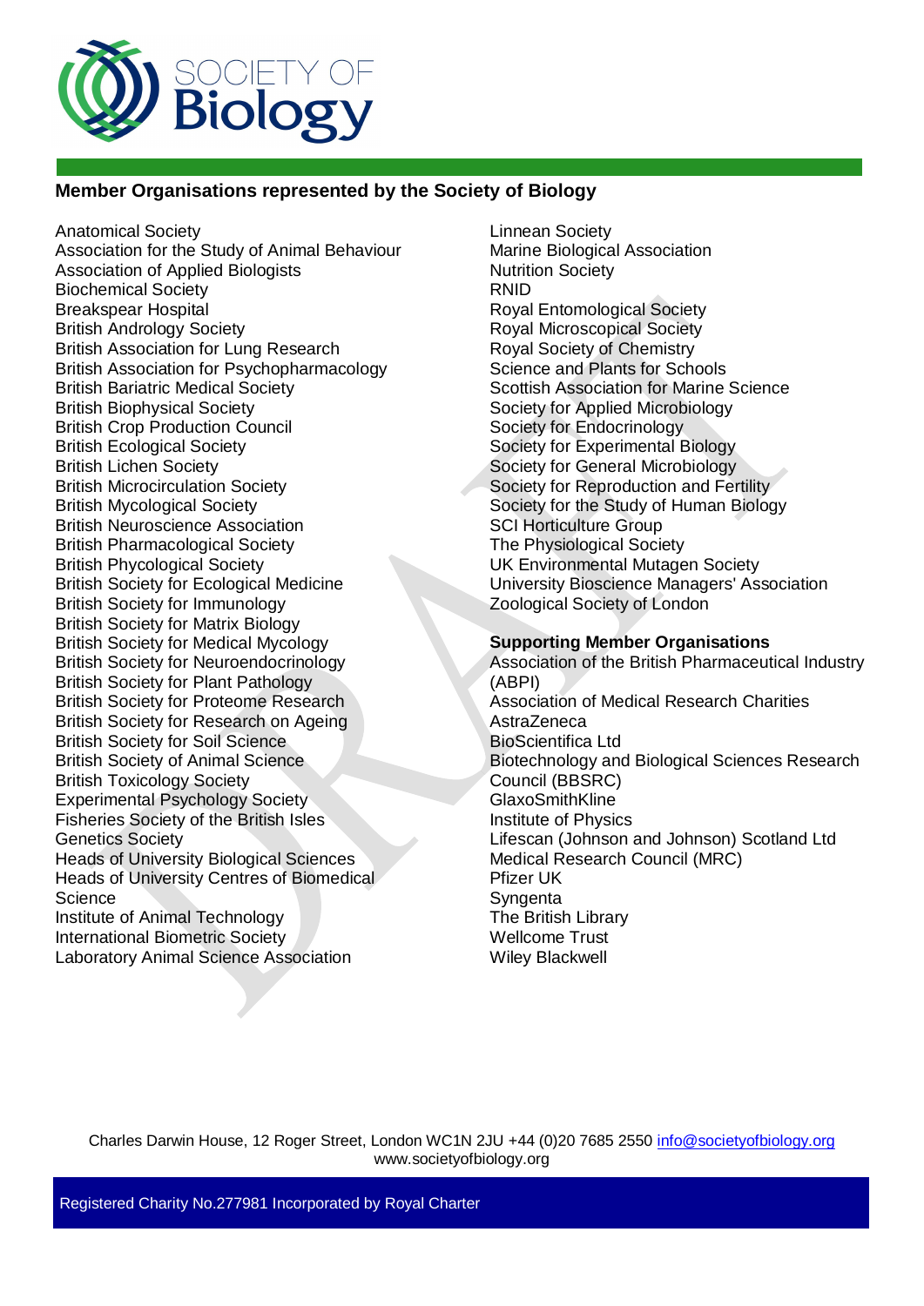## Member Organisations represented by the Society of Biology

Anatomical Society
Association for the Study of Animal Behaviour
Association of Applied Biologists
Biochemical Society
Breakspear Hospital
British Andrology Society
British Association for Lung Research
British Association for Psychopharmacology
British Bariatric Medical Society
British Biophysical Society
British Crop Production Council
British Ecological Society
British Lichen Society
British Microcirculation Society
British Mycological Society
British Neuroscience Association
British Pharmacological Society
British Phycological Society
British Society for Ecological Medicine
British Society for Immunology
British Society for Matrix Biology
British Society for Medical Mycology
British Society for Neuroendocrinology
British Society for Plant Pathology
British Society for Proteome Research
British Society for Research on Ageing
British Society for Soil Science
British Society of Animal Science
British Toxicology Society
Experimental Psychology Society
Fisheries Society of the British Isles
Genetics Society
Heads of University Biological Sciences
Heads of University Centres of Biomedical Science
Institute of Animal Technology
International Biometric Society
Laboratory Animal Science Association
Linnean Society
Marine Biological Association
Nutrition Society
RNID
Royal Entomological Society
Royal Microscopical Society
Royal Society of Chemistry
Science and Plants for Schools
Scottish Association for Marine Science
Society for Applied Microbiology
Society for Endocrinology
Society for Experimental Biology
Society for General Microbiology
Society for Reproduction and Fertility
Society for the Study of Human Biology
SCI Horticulture Group
The Physiological Society
UK Environmental Mutagen Society
University Bioscience Managers' Association
Zoological Society of London

**Supporting Member Organisations**

Association of the British Pharmaceutical Industry (ABPI)
Association of Medical Research Charities
AstraZeneca
BioScientifica Ltd
Biotechnology and Biological Sciences Research Council (BBSRC)
GlaxoSmithKline
Institute of Physics
Lifescan (Johnson and Johnson) Scotland Ltd
Medical Research Council (MRC)
Pfizer UK
Syngenta
The British Library
Wellcome Trust
Wiley Blackwell